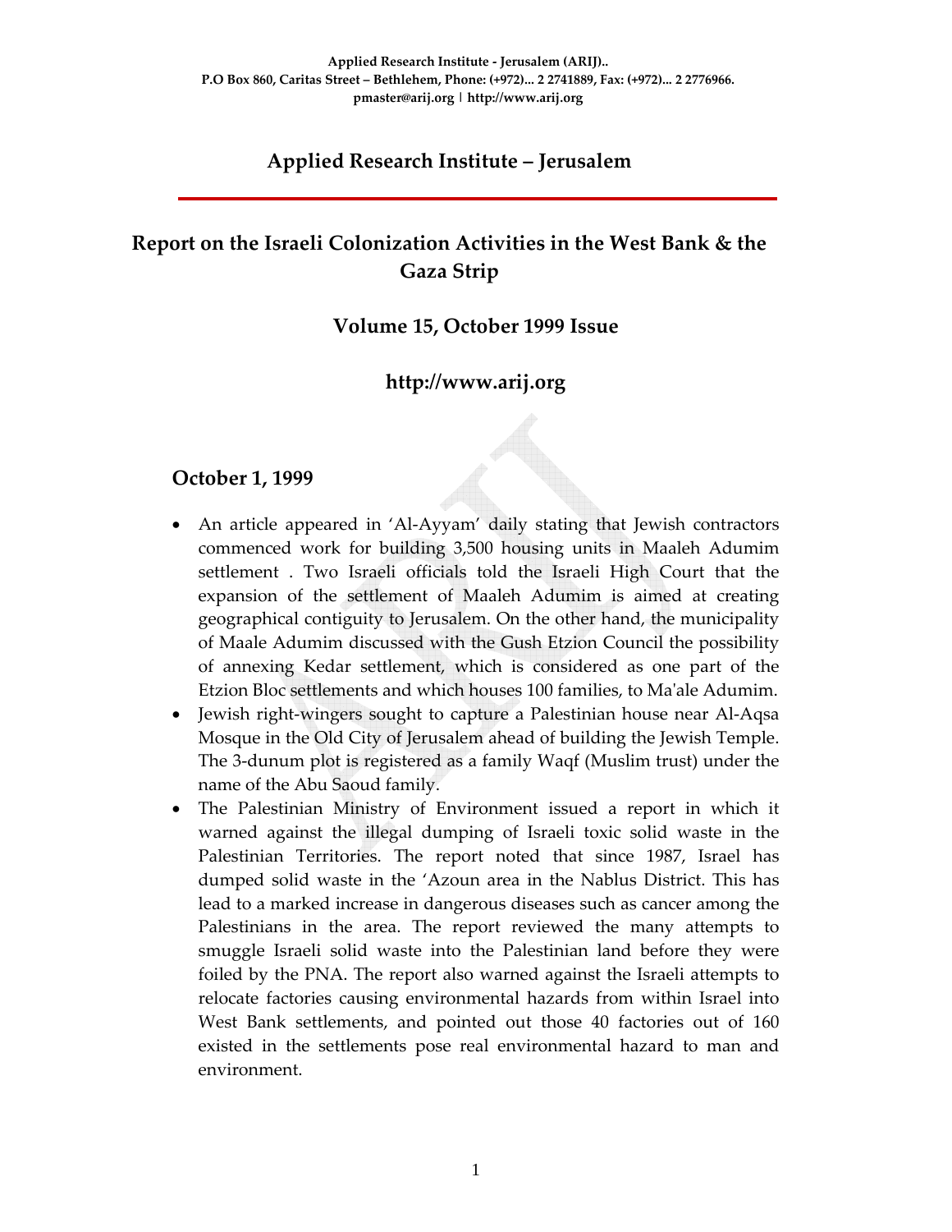Applied Research Institute - Jerusalem (ARIJ)..
P.O Box 860, Caritas Street – Bethlehem, Phone: (+972)... 2 2741889, Fax: (+972)... 2 2776966.
pmaster@arij.org | http://www.arij.org

# Applied Research Institute – Jerusalem

## Report on the Israeli Colonization Activities in the West Bank & the Gaza Strip

### Volume 15, October 1999 Issue

### http://www.arij.org

## October 1, 1999

- An article appeared in 'Al-Ayyam' daily stating that Jewish contractors commenced work for building 3,500 housing units in Maaleh Adumim settlement . Two Israeli officials told the Israeli High Court that the expansion of the settlement of Maaleh Adumim is aimed at creating geographical contiguity to Jerusalem. On the other hand, the municipality of Maale Adumim discussed with the Gush Etzion Council the possibility of annexing Kedar settlement, which is considered as one part of the Etzion Bloc settlements and which houses 100 families, to Ma'ale Adumim.
- Jewish right-wingers sought to capture a Palestinian house near Al-Aqsa Mosque in the Old City of Jerusalem ahead of building the Jewish Temple. The 3-dunum plot is registered as a family Waqf (Muslim trust) under the name of the Abu Saoud family.
- The Palestinian Ministry of Environment issued a report in which it warned against the illegal dumping of Israeli toxic solid waste in the Palestinian Territories. The report noted that since 1987, Israel has dumped solid waste in the 'Azoun area in the Nablus District. This has lead to a marked increase in dangerous diseases such as cancer among the Palestinians in the area. The report reviewed the many attempts to smuggle Israeli solid waste into the Palestinian land before they were foiled by the PNA. The report also warned against the Israeli attempts to relocate factories causing environmental hazards from within Israel into West Bank settlements, and pointed out those 40 factories out of 160 existed in the settlements pose real environmental hazard to man and environment.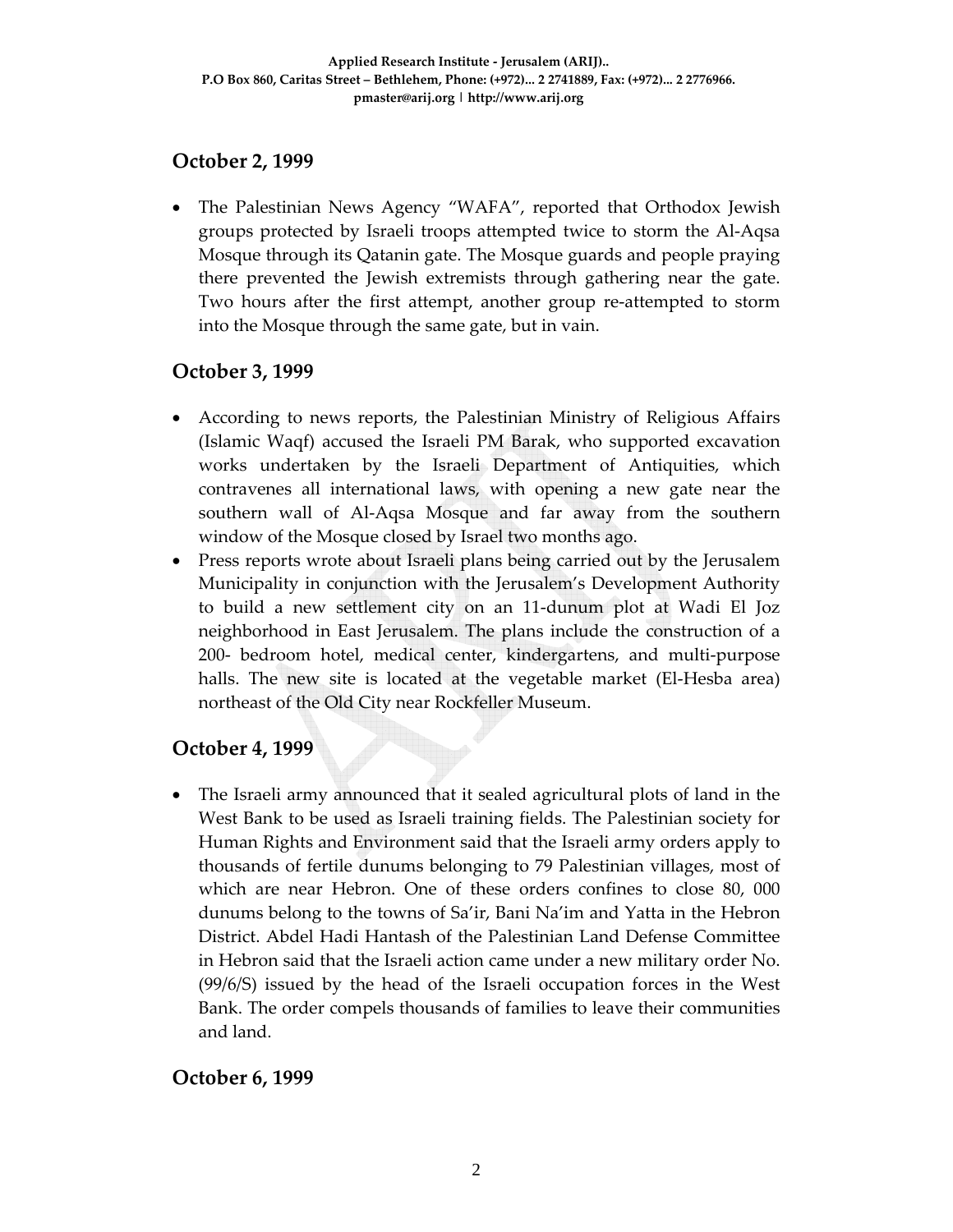## October 2, 1999

- The Palestinian News Agency "WAFA", reported that Orthodox Jewish groups protected by Israeli troops attempted twice to storm the Al-Aqsa Mosque through its Qatanin gate. The Mosque guards and people praying there prevented the Jewish extremists through gathering near the gate. Two hours after the first attempt, another group re-attempted to storm into the Mosque through the same gate, but in vain.

## October 3, 1999

- According to news reports, the Palestinian Ministry of Religious Affairs (Islamic Waqf) accused the Israeli PM Barak, who supported excavation works undertaken by the Israeli Department of Antiquities, which contravenes all international laws, with opening a new gate near the southern wall of Al-Aqsa Mosque and far away from the southern window of the Mosque closed by Israel two months ago.
- Press reports wrote about Israeli plans being carried out by the Jerusalem Municipality in conjunction with the Jerusalem's Development Authority to build a new settlement city on an 11-dunum plot at Wadi El Joz neighborhood in East Jerusalem. The plans include the construction of a 200- bedroom hotel, medical center, kindergartens, and multi-purpose halls. The new site is located at the vegetable market (El-Hesba area) northeast of the Old City near Rockfeller Museum.

## October 4, 1999

- The Israeli army announced that it sealed agricultural plots of land in the West Bank to be used as Israeli training fields. The Palestinian society for Human Rights and Environment said that the Israeli army orders apply to thousands of fertile dunums belonging to 79 Palestinian villages, most of which are near Hebron. One of these orders confines to close 80, 000 dunums belong to the towns of Sa'ir, Bani Na'im and Yatta in the Hebron District. Abdel Hadi Hantash of the Palestinian Land Defense Committee in Hebron said that the Israeli action came under a new military order No. (99/6/S) issued by the head of the Israeli occupation forces in the West Bank. The order compels thousands of families to leave their communities and land.

## October 6, 1999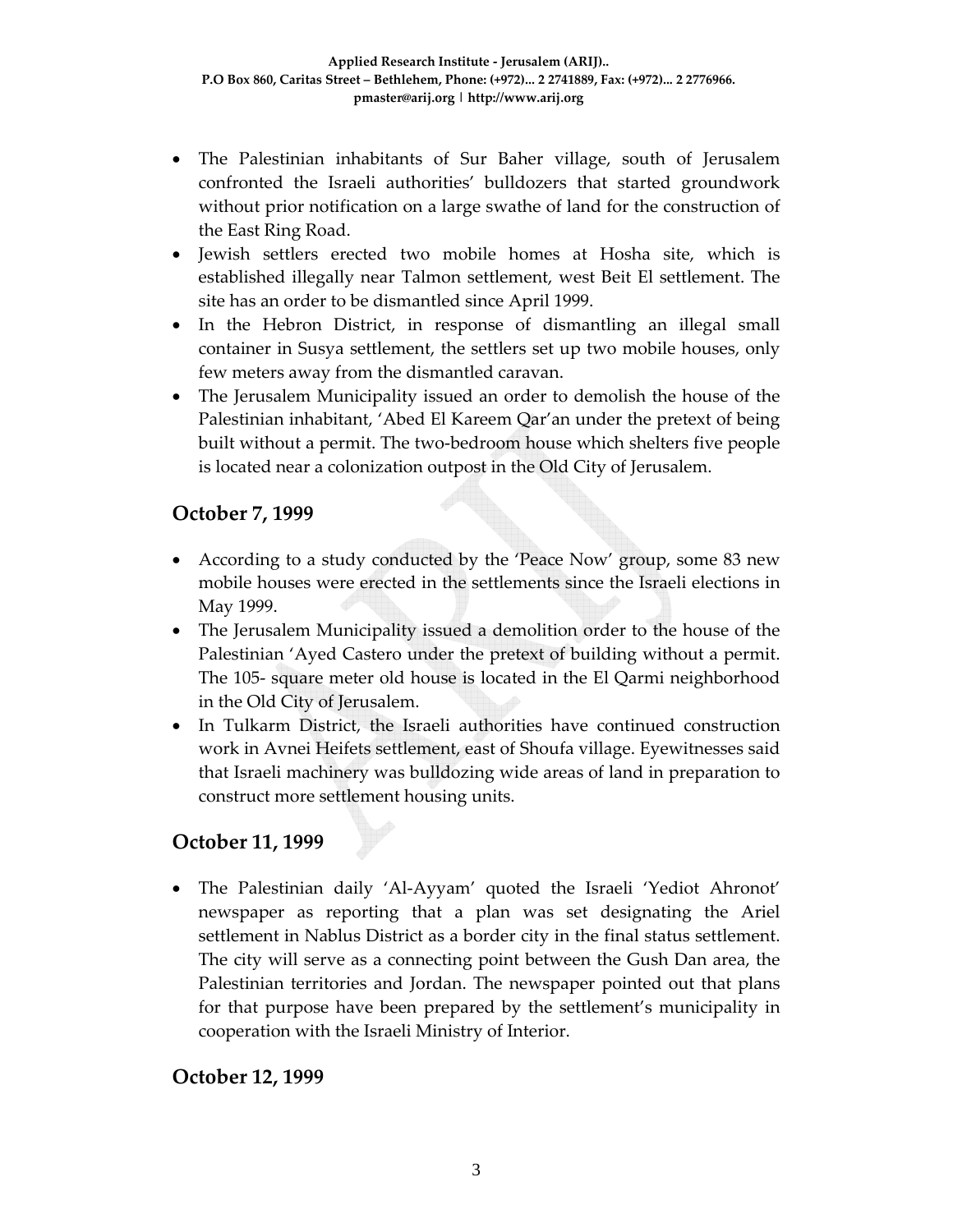- The Palestinian inhabitants of Sur Baher village, south of Jerusalem confronted the Israeli authorities' bulldozers that started groundwork without prior notification on a large swathe of land for the construction of the East Ring Road.
- Jewish settlers erected two mobile homes at Hosha site, which is established illegally near Talmon settlement, west Beit El settlement. The site has an order to be dismantled since April 1999.
- In the Hebron District, in response of dismantling an illegal small container in Susya settlement, the settlers set up two mobile houses, only few meters away from the dismantled caravan.
- The Jerusalem Municipality issued an order to demolish the house of the Palestinian inhabitant, 'Abed El Kareem Qar'an under the pretext of being built without a permit. The two-bedroom house which shelters five people is located near a colonization outpost in the Old City of Jerusalem.

## October 7, 1999

- According to a study conducted by the 'Peace Now' group, some 83 new mobile houses were erected in the settlements since the Israeli elections in May 1999.
- The Jerusalem Municipality issued a demolition order to the house of the Palestinian 'Ayed Castero under the pretext of building without a permit. The 105- square meter old house is located in the El Qarmi neighborhood in the Old City of Jerusalem.
- In Tulkarm District, the Israeli authorities have continued construction work in Avnei Heifets settlement, east of Shoufa village. Eyewitnesses said that Israeli machinery was bulldozing wide areas of land in preparation to construct more settlement housing units.

## October 11, 1999

- The Palestinian daily 'Al-Ayyam' quoted the Israeli 'Yediot Ahronot' newspaper as reporting that a plan was set designating the Ariel settlement in Nablus District as a border city in the final status settlement. The city will serve as a connecting point between the Gush Dan area, the Palestinian territories and Jordan. The newspaper pointed out that plans for that purpose have been prepared by the settlement's municipality in cooperation with the Israeli Ministry of Interior.

## October 12, 1999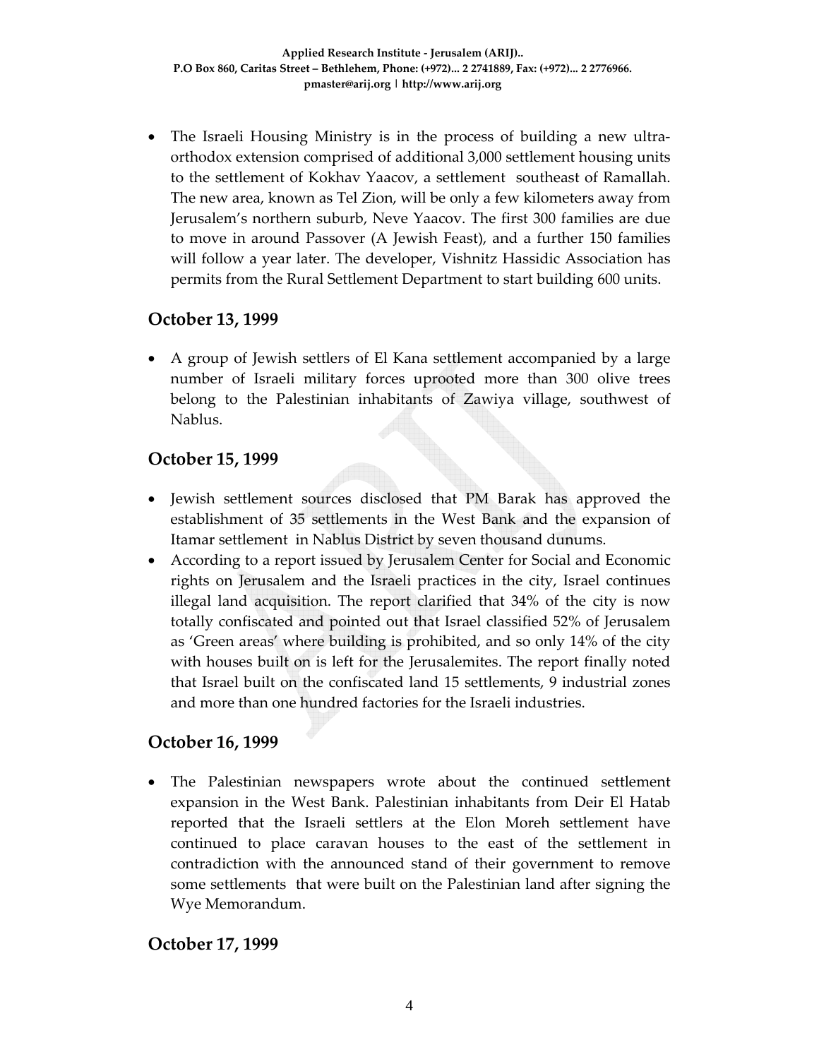- The Israeli Housing Ministry is in the process of building a new ultra-orthodox extension comprised of additional 3,000 settlement housing units to the settlement of Kokhav Yaacov, a settlement southeast of Ramallah. The new area, known as Tel Zion, will be only a few kilometers away from Jerusalem's northern suburb, Neve Yaacov. The first 300 families are due to move in around Passover (A Jewish Feast), and a further 150 families will follow a year later. The developer, Vishnitz Hassidic Association has permits from the Rural Settlement Department to start building 600 units.

## October 13, 1999

- A group of Jewish settlers of El Kana settlement accompanied by a large number of Israeli military forces uprooted more than 300 olive trees belong to the Palestinian inhabitants of Zawiya village, southwest of Nablus.

## October 15, 1999

- Jewish settlement sources disclosed that PM Barak has approved the establishment of 35 settlements in the West Bank and the expansion of Itamar settlement in Nablus District by seven thousand dunums.
- According to a report issued by Jerusalem Center for Social and Economic rights on Jerusalem and the Israeli practices in the city, Israel continues illegal land acquisition. The report clarified that 34% of the city is now totally confiscated and pointed out that Israel classified 52% of Jerusalem as 'Green areas' where building is prohibited, and so only 14% of the city with houses built on is left for the Jerusalemites. The report finally noted that Israel built on the confiscated land 15 settlements, 9 industrial zones and more than one hundred factories for the Israeli industries.

## October 16, 1999

- The Palestinian newspapers wrote about the continued settlement expansion in the West Bank. Palestinian inhabitants from Deir El Hatab reported that the Israeli settlers at the Elon Moreh settlement have continued to place caravan houses to the east of the settlement in contradiction with the announced stand of their government to remove some settlements that were built on the Palestinian land after signing the Wye Memorandum.

## October 17, 1999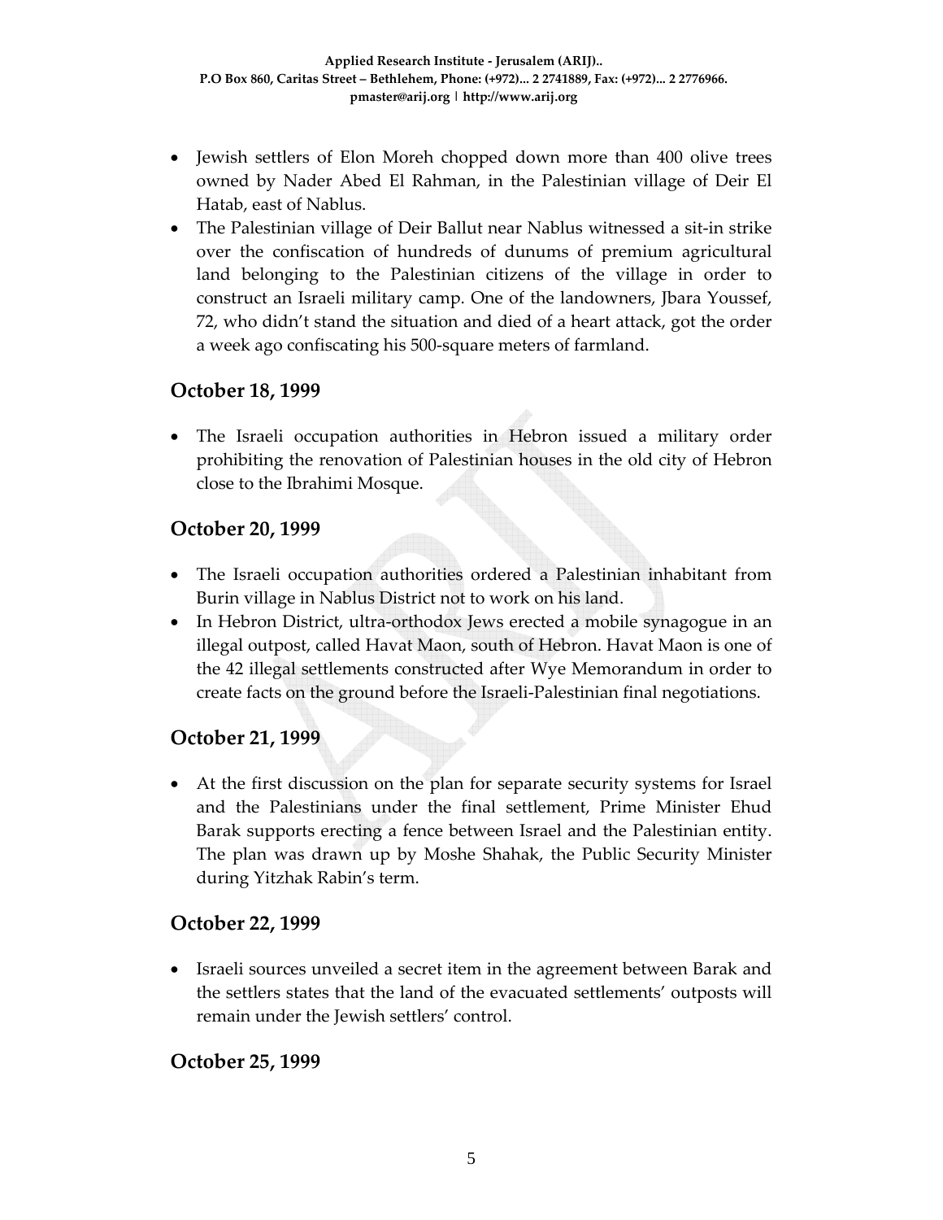- Jewish settlers of Elon Moreh chopped down more than 400 olive trees owned by Nader Abed El Rahman, in the Palestinian village of Deir El Hatab, east of Nablus.
- The Palestinian village of Deir Ballut near Nablus witnessed a sit-in strike over the confiscation of hundreds of dunums of premium agricultural land belonging to the Palestinian citizens of the village in order to construct an Israeli military camp. One of the landowners, Jbara Youssef, 72, who didn't stand the situation and died of a heart attack, got the order a week ago confiscating his 500-square meters of farmland.

## October 18, 1999

- The Israeli occupation authorities in Hebron issued a military order prohibiting the renovation of Palestinian houses in the old city of Hebron close to the Ibrahimi Mosque.

## October 20, 1999

- The Israeli occupation authorities ordered a Palestinian inhabitant from Burin village in Nablus District not to work on his land.
- In Hebron District, ultra-orthodox Jews erected a mobile synagogue in an illegal outpost, called Havat Maon, south of Hebron. Havat Maon is one of the 42 illegal settlements constructed after Wye Memorandum in order to create facts on the ground before the Israeli-Palestinian final negotiations.

## October 21, 1999

- At the first discussion on the plan for separate security systems for Israel and the Palestinians under the final settlement, Prime Minister Ehud Barak supports erecting a fence between Israel and the Palestinian entity. The plan was drawn up by Moshe Shahak, the Public Security Minister during Yitzhak Rabin's term.

## October 22, 1999

- Israeli sources unveiled a secret item in the agreement between Barak and the settlers states that the land of the evacuated settlements' outposts will remain under the Jewish settlers' control.

## October 25, 1999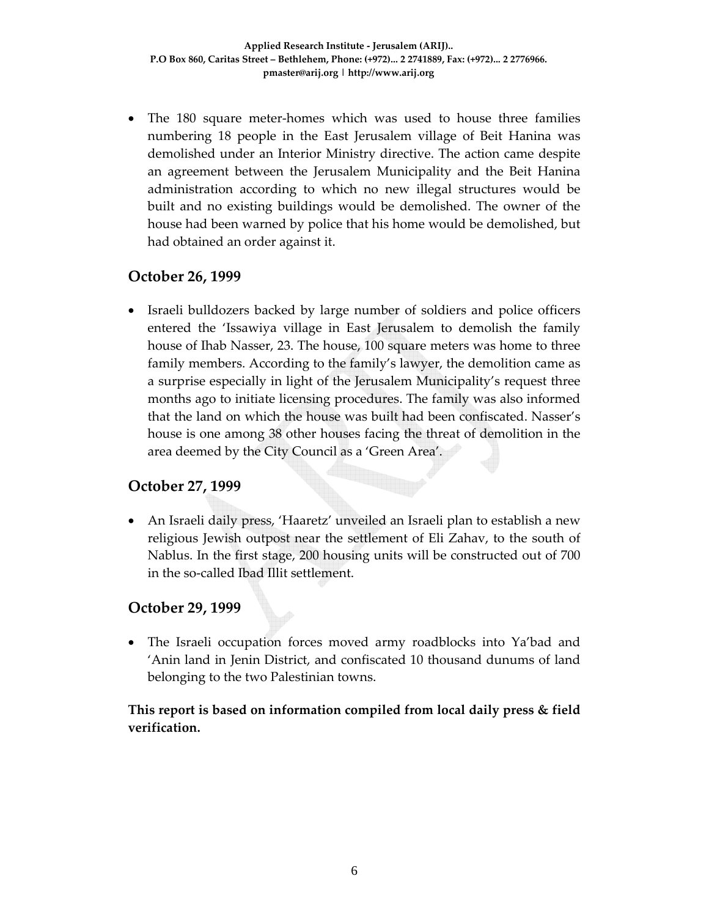- The 180 square meter-homes which was used to house three families numbering 18 people in the East Jerusalem village of Beit Hanina was demolished under an Interior Ministry directive. The action came despite an agreement between the Jerusalem Municipality and the Beit Hanina administration according to which no new illegal structures would be built and no existing buildings would be demolished. The owner of the house had been warned by police that his home would be demolished, but had obtained an order against it.

## October 26, 1999

- Israeli bulldozers backed by large number of soldiers and police officers entered the 'Issawiya village in East Jerusalem to demolish the family house of Ihab Nasser, 23. The house, 100 square meters was home to three family members. According to the family's lawyer, the demolition came as a surprise especially in light of the Jerusalem Municipality's request three months ago to initiate licensing procedures. The family was also informed that the land on which the house was built had been confiscated. Nasser's house is one among 38 other houses facing the threat of demolition in the area deemed by the City Council as a 'Green Area'.

## October 27, 1999

- An Israeli daily press, 'Haaretz' unveiled an Israeli plan to establish a new religious Jewish outpost near the settlement of Eli Zahav, to the south of Nablus. In the first stage, 200 housing units will be constructed out of 700 in the so-called Ibad Illit settlement.

## October 29, 1999

- The Israeli occupation forces moved army roadblocks into Ya'bad and 'Anin land in Jenin District, and confiscated 10 thousand dunums of land belonging to the two Palestinian towns.

**This report is based on information compiled from local daily press & field verification.**